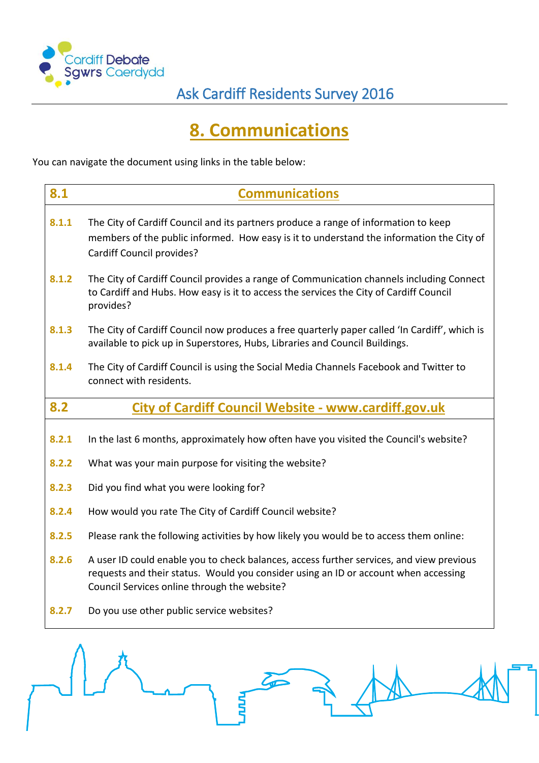Cardiff Debate
Sgwrs Caerdydd

Ask Cardiff Residents Survey 2016

# 8. Communications

You can navigate the document using links in the table below:

| | |
|---|---|
| **8.1** | **Communications** |
| **8.1.1** | The City of Cardiff Council and its partners produce a range of information to keep members of the public informed. How easy is it to understand the information the City of Cardiff Council provides? |
| **8.1.2** | The City of Cardiff Council provides a range of Communication channels including Connect to Cardiff and Hubs. How easy is it to access the services the City of Cardiff Council provides? |
| **8.1.3** | The City of Cardiff Council now produces a free quarterly paper called 'In Cardiff', which is available to pick up in Superstores, Hubs, Libraries and Council Buildings. |
| **8.1.4** | The City of Cardiff Council is using the Social Media Channels Facebook and Twitter to connect with residents. |
| **8.2** | **City of Cardiff Council Website - www.cardiff.gov.uk** |
| **8.2.1** | In the last 6 months, approximately how often have you visited the Council's website? |
| **8.2.2** | What was your main purpose for visiting the website? |
| **8.2.3** | Did you find what you were looking for? |
| **8.2.4** | How would you rate The City of Cardiff Council website? |
| **8.2.5** | Please rank the following activities by how likely you would be to access them online: |
| **8.2.6** | A user ID could enable you to check balances, access further services, and view previous requests and their status. Would you consider using an ID or account when accessing Council Services online through the website? |
| **8.2.7** | Do you use other public service websites? |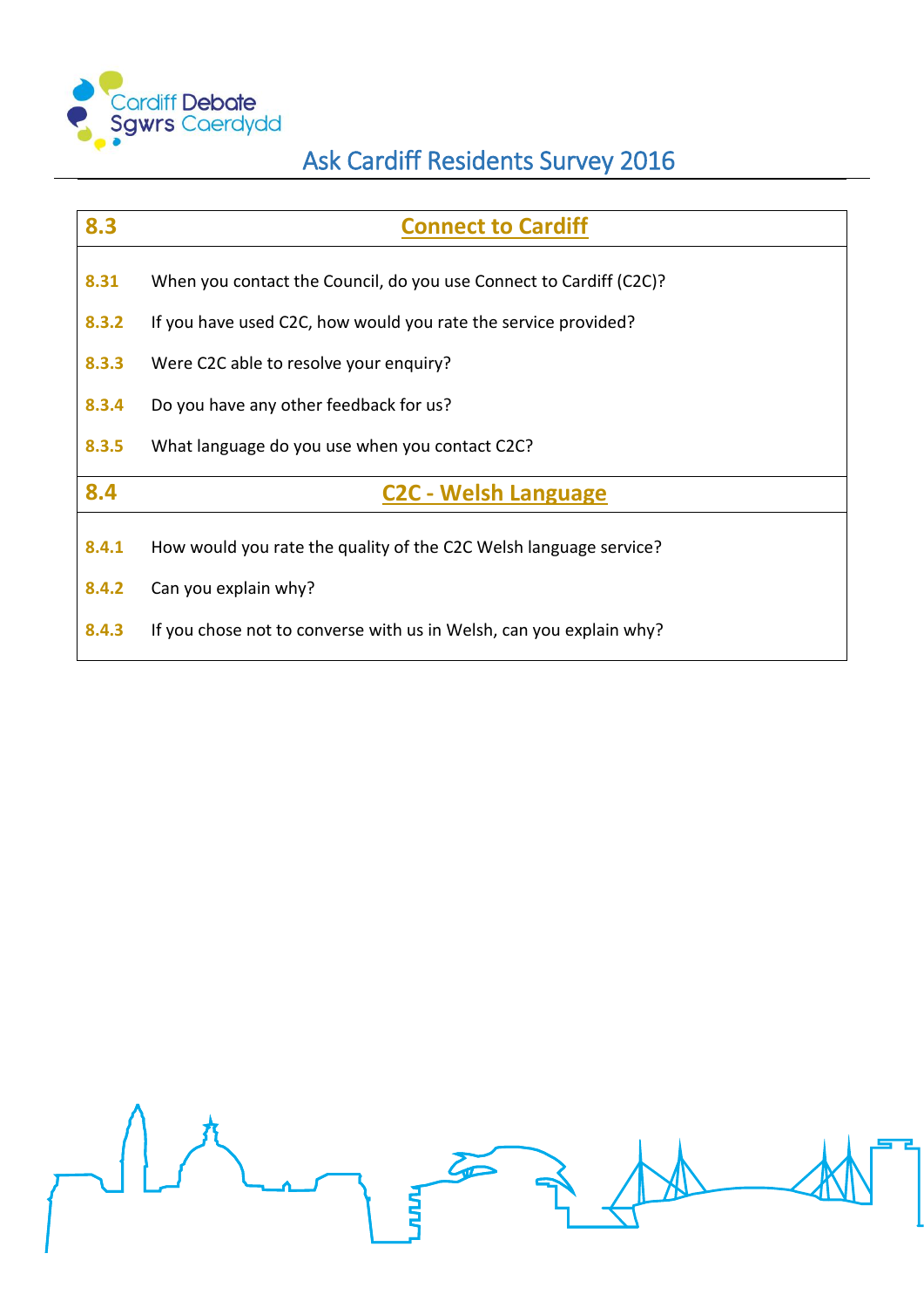## 8.3 Connect to Cardiff

| | |
|---|---|
| 8.31 | When you contact the Council, do you use Connect to Cardiff (C2C)? |
| 8.3.2 | If you have used C2C, how would you rate the service provided? |
| 8.3.3 | Were C2C able to resolve your enquiry? |
| 8.3.4 | Do you have any other feedback for us? |
| 8.3.5 | What language do you use when you contact C2C? |

## 8.4 C2C - Welsh Language

| | |
|---|---|
| 8.4.1 | How would you rate the quality of the C2C Welsh language service? |
| 8.4.2 | Can you explain why? |
| 8.4.3 | If you chose not to converse with us in Welsh, can you explain why? |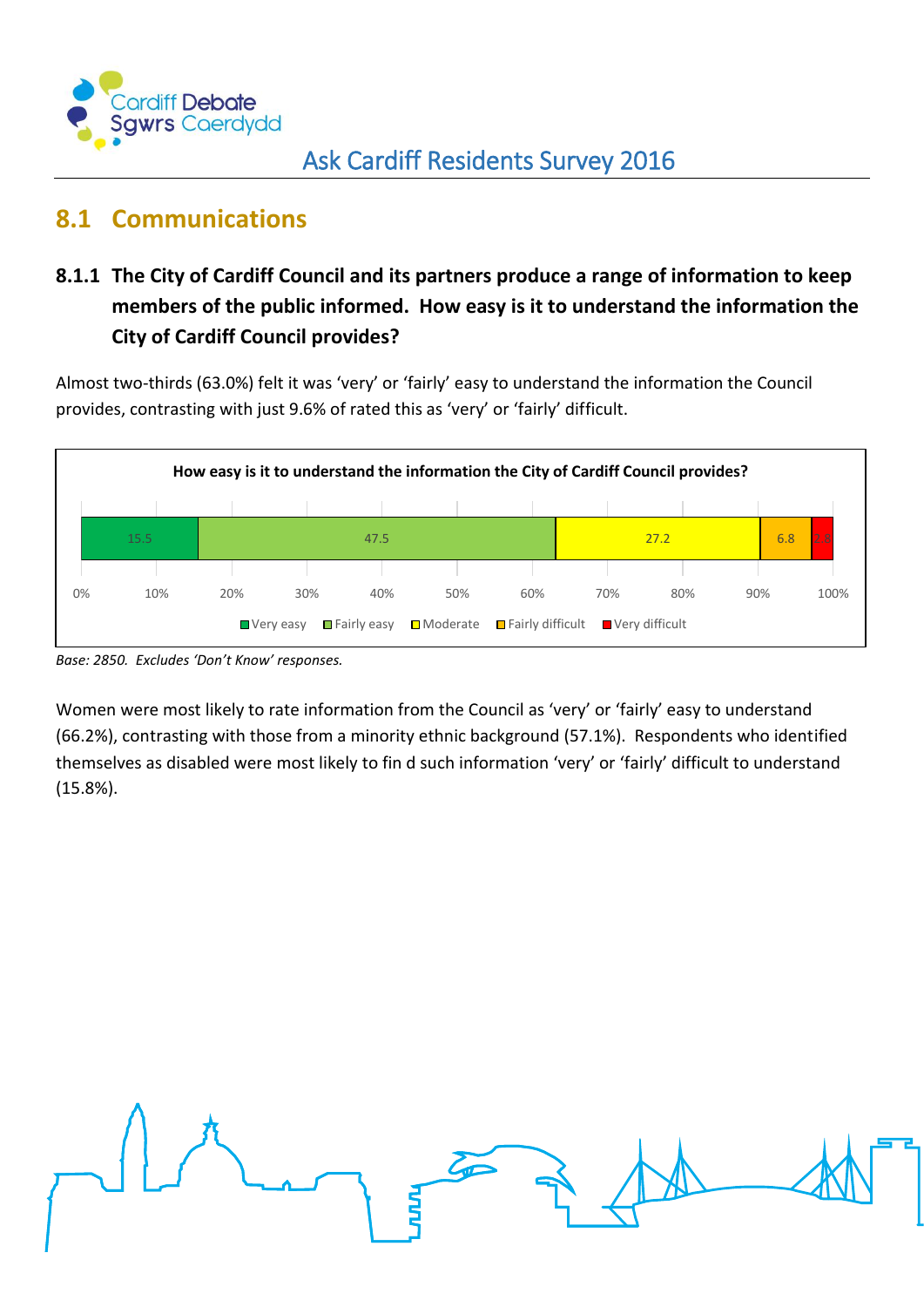## 8.1 Communications

### 8.1.1 The City of Cardiff Council and its partners produce a range of information to keep members of the public informed. How easy is it to understand the information the City of Cardiff Council provides?

Almost two-thirds (63.0%) felt it was 'very' or 'fairly' easy to understand the information the Council provides, contrasting with just 9.6% of rated this as 'very' or 'fairly' difficult.

**How easy is it to understand the information the City of Cardiff Council provides?**

15.5
47.5
27.2
6.8
2.8

0% 10% 20% 30% 40% 50% 60% 70% 80% 90% 100%

Very easy, Fairly easy, Moderate, Fairly difficult, Very difficult

*Base: 2850. Excludes 'Don't Know' responses.*

Women were most likely to rate information from the Council as 'very' or 'fairly' easy to understand (66.2%), contrasting with those from a minority ethnic background (57.1%). Respondents who identified themselves as disabled were most likely to fin d such information 'very' or 'fairly' difficult to understand (15.8%).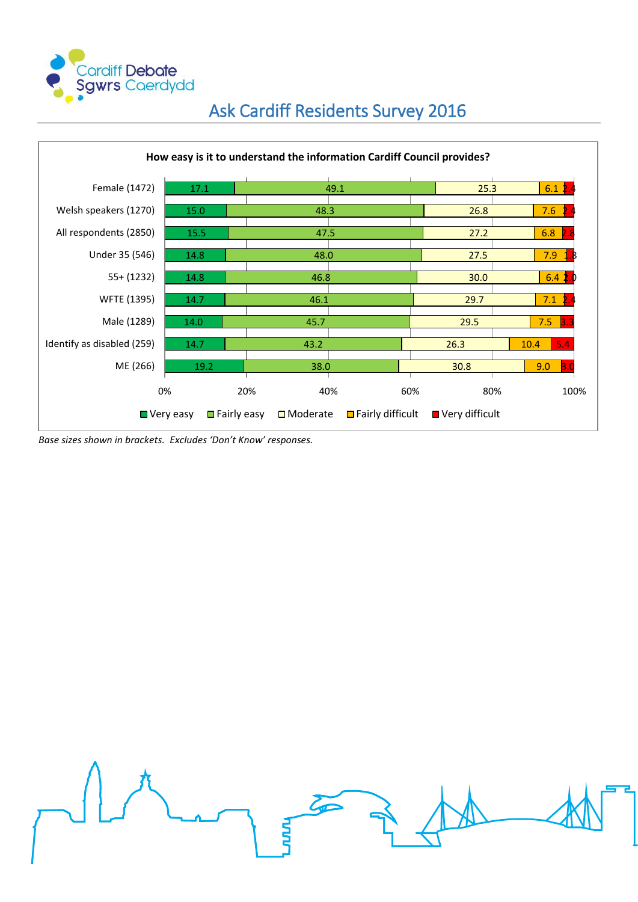# Ask Cardiff Residents Survey 2016

**How easy is it to understand the information Cardiff Council provides?**

Female (1472) 17.1 49.1 25.3 6.1 2.4

Welsh speakers (1270) 15.0 48.3 26.8 7.6 2.4

All respondents (2850) 15.5 47.5 27.2 6.8 2.8

Under 35 (546) 14.8 48.0 27.5 7.9 1.8

55+ (1232) 14.8 46.8 30.0 6.4 2.0

WFTE (1395) 14.7 46.1 29.7 7.1 2.4

Male (1289) 14.0 45.7 29.5 7.5 3.3

Identify as disabled (259) 14.7 43.2 26.3 10.4 5.4

ME (266) 19.2 38.0 30.8 9.0 3.0

0% 20% 40% 60% 80% 100%

Very easy, Fairly easy, Moderate, Fairly difficult, Very difficult

*Base sizes shown in brackets. Excludes 'Don't Know' responses.*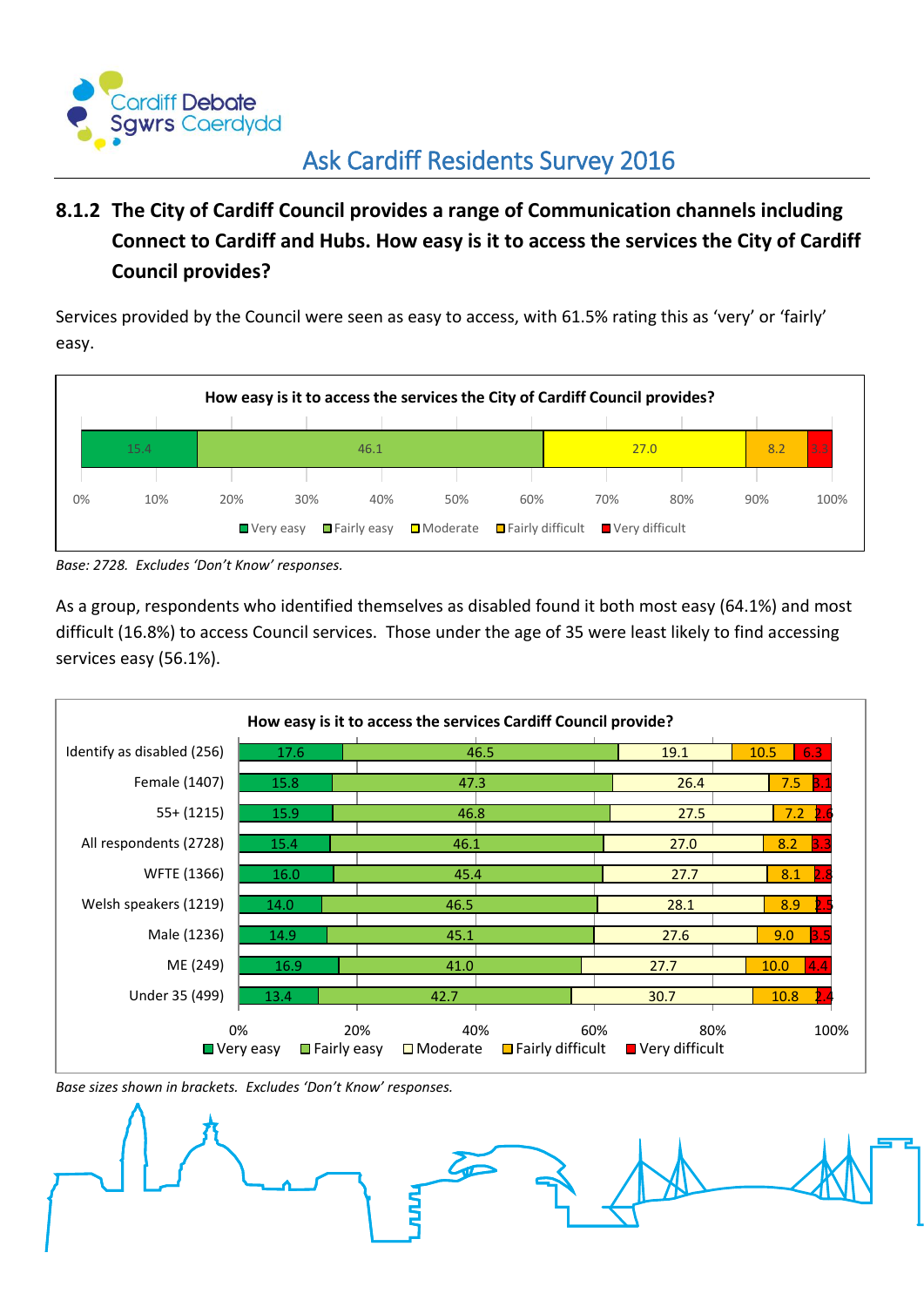## 8.1.2 The City of Cardiff Council provides a range of Communication channels including Connect to Cardiff and Hubs. How easy is it to access the services the City of Cardiff Council provides?

Services provided by the Council were seen as easy to access, with 61.5% rating this as 'very' or 'fairly' easy.

How easy is it to access the services the City of Cardiff Council provides?

15.4
46.1
27.0
8.2
3.3

0% 10% 20% 30% 40% 50% 60% 70% 80% 90% 100%

Very easy, Fairly easy, Moderate, Fairly difficult, Very difficult

*Base: 2728. Excludes 'Don't Know' responses.*

As a group, respondents who identified themselves as disabled found it both most easy (64.1%) and most difficult (16.8%) to access Council services. Those under the age of 35 were least likely to find accessing services easy (56.1%).

How easy is it to access the services Cardiff Council provide?

Identify as disabled (256): 17.6, 46.5, 19.1, 10.5, 6.3
Female (1407): 15.8, 47.3, 26.4, 7.5, 3.1
55+ (1215): 15.9, 46.8, 27.5, 7.2, 2.6
All respondents (2728): 15.4, 46.1, 27.0, 8.2, 3.3
WFTE (1366): 16.0, 45.4, 27.7, 8.1, 2.8
Welsh speakers (1219): 14.0, 46.5, 28.1, 8.9, 2.5
Male (1236): 14.9, 45.1, 27.6, 9.0, 3.5
ME (249): 16.9, 41.0, 27.7, 10.0, 4.4
Under 35 (499): 13.4, 42.7, 30.7, 10.8, 2.4

0% 20% 40% 60% 80% 100%

Very easy, Fairly easy, Moderate, Fairly difficult, Very difficult

*Base sizes shown in brackets. Excludes 'Don't Know' responses.*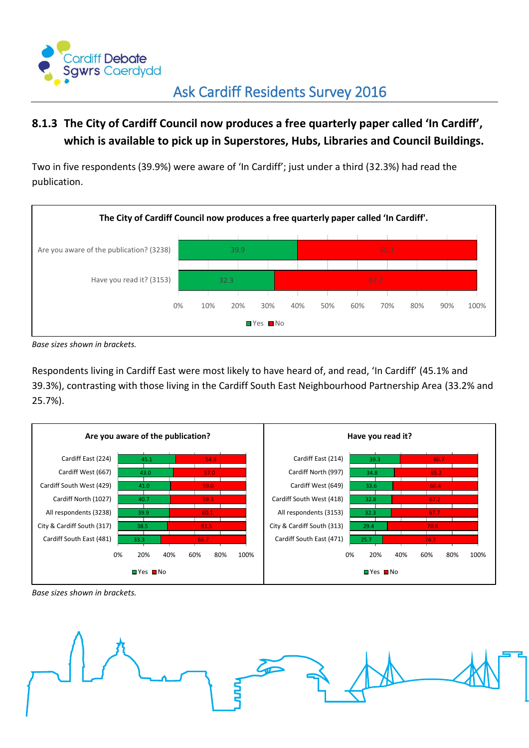### 8.1.3 The City of Cardiff Council now produces a free quarterly paper called ‘In Cardiff’, which is available to pick up in Superstores, Hubs, Libraries and Council Buildings.

Two in five respondents (39.9%) were aware of ‘In Cardiff’; just under a third (32.3%) had read the publication.

The City of Cardiff Council now produces a free quarterly paper called ‘In Cardiff'.

Are you aware of the publication? (3238) 39.9 60.1

Have you read it? (3153) 32.3 67.7

0% 10% 20% 30% 40% 50% 60% 70% 80% 90% 100%

Yes No

*Base sizes shown in brackets.*

Respondents living in Cardiff East were most likely to have heard of, and read, ‘In Cardiff’ (45.1% and 39.3%), contrasting with those living in the Cardiff South East Neighbourhood Partnership Area (33.2% and 25.7%).

Are you aware of the publication?

Cardiff East (224) 45.1 54.9
Cardiff West (667) 43.0 57.0
Cardiff South West (429) 41.0 59.0
Cardiff North (1027) 40.7 59.3
All respondents (3238) 39.9 60.1
City & Cardiff South (317) 38.5 61.5
Cardiff South East (481) 33.3 66.7

0% 20% 40% 60% 80% 100%

Yes No

Have you read it?

Cardiff East (214) 39.3 60.7
Cardiff North (997) 34.8 65.2
Cardiff West (649) 33.6 66.4
Cardiff South West (418) 32.8 67.2
All respondents (3153) 32.3 67.7
City & Cardiff South (313) 29.4 70.6
Cardiff South East (471) 25.7 74.3

0% 20% 40% 60% 80% 100%

Yes No

*Base sizes shown in brackets.*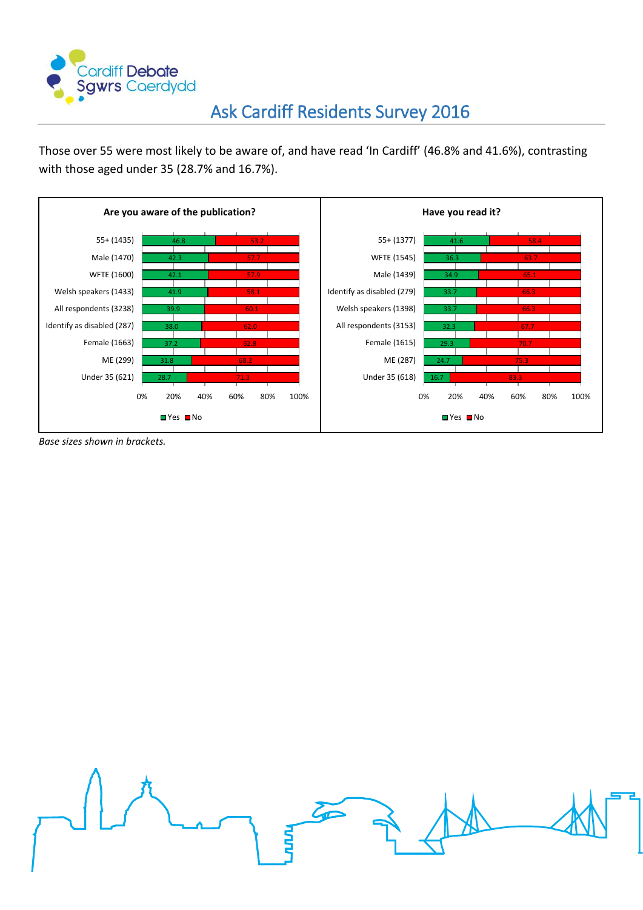Those over 55 were most likely to be aware of, and have read 'In Cardiff' (46.8% and 41.6%), contrasting with those aged under 35 (28.7% and 16.7%).

**Are you aware of the publication?**

55+ (1435) 46.8 53.2
Male (1470) 42.3 57.7
WFTE (1600) 42.1 57.9
Welsh speakers (1433) 41.9 58.1
All respondents (3238) 39.9 60.1
Identify as disabled (287) 38.0 62.0
Female (1663) 37.2 62.8
ME (299) 31.8 68.2
Under 35 (621) 28.7 71.3

0% 20% 40% 60% 80% 100%

Yes No

**Have you read it?**

55+ (1377) 41.6 58.4
WFTE (1545) 36.3 63.7
Male (1439) 34.9 65.1
Identify as disabled (279) 33.7 66.3
Welsh speakers (1398) 33.7 66.3
All respondents (3153) 32.3 67.7
Female (1615) 29.3 70.7
ME (287) 24.7 75.3
Under 35 (618) 16.7 83.3

0% 20% 40% 60% 80% 100%

Yes No

*Base sizes shown in brackets.*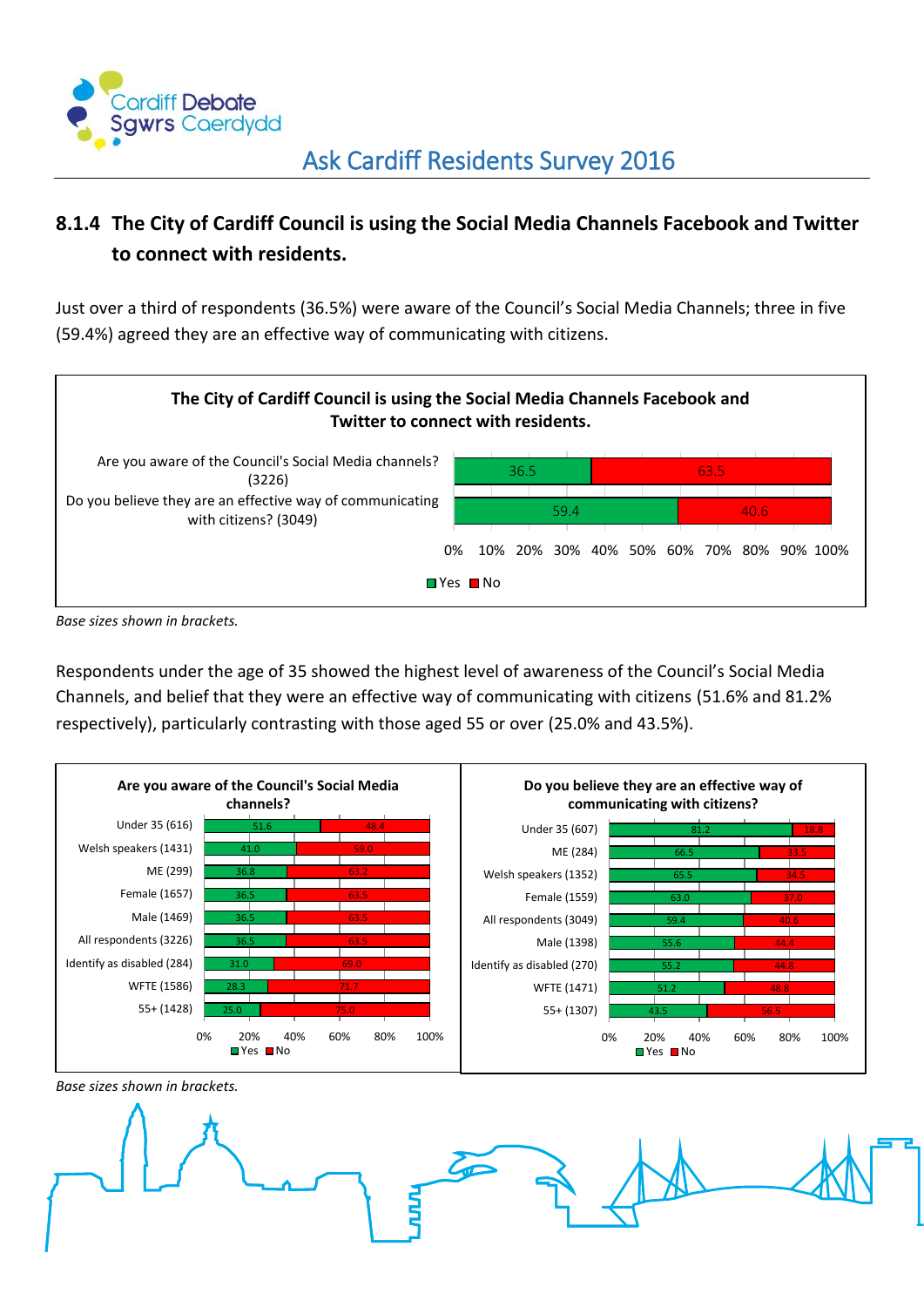## 8.1.4 The City of Cardiff Council is using the Social Media Channels Facebook and Twitter to connect with residents.

Just over a third of respondents (36.5%) were aware of the Council's Social Media Channels; three in five (59.4%) agreed they are an effective way of communicating with citizens.

**The City of Cardiff Council is using the Social Media Channels Facebook and Twitter to connect with residents.**

| | Yes | No |
|---|---|---|
| Are you aware of the Council's Social Media channels? (3226) | 36.5 | 63.5 |
| Do you believe they are an effective way of communicating with citizens? (3049) | 59.4 | 40.6 |

*Base sizes shown in brackets.*

Respondents under the age of 35 showed the highest level of awareness of the Council's Social Media Channels, and belief that they were an effective way of communicating with citizens (51.6% and 81.2% respectively), particularly contrasting with those aged 55 or over (25.0% and 43.5%).

**Are you aware of the Council's Social Media channels?**

| | Yes | No |
|---|---|---|
| Under 35 (616) | 51.6 | 48.4 |
| Welsh speakers (1431) | 41.0 | 59.0 |
| ME (299) | 36.8 | 63.2 |
| Female (1657) | 36.5 | 63.5 |
| Male (1469) | 36.5 | 63.5 |
| All respondents (3226) | 36.5 | 63.5 |
| Identify as disabled (284) | 31.0 | 69.0 |
| WFTE (1586) | 28.3 | 71.7 |
| 55+ (1428) | 25.0 | 75.0 |

**Do you believe they are an effective way of communicating with citizens?**

| | Yes | No |
|---|---|---|
| Under 35 (607) | 81.2 | 18.8 |
| ME (284) | 66.5 | 33.5 |
| Welsh speakers (1352) | 65.5 | 34.5 |
| Female (1559) | 63.0 | 37.0 |
| All respondents (3049) | 59.4 | 40.6 |
| Male (1398) | 55.6 | 44.4 |
| Identify as disabled (270) | 55.2 | 44.8 |
| WFTE (1471) | 51.2 | 48.8 |
| 55+ (1307) | 43.5 | 56.5 |

*Base sizes shown in brackets.*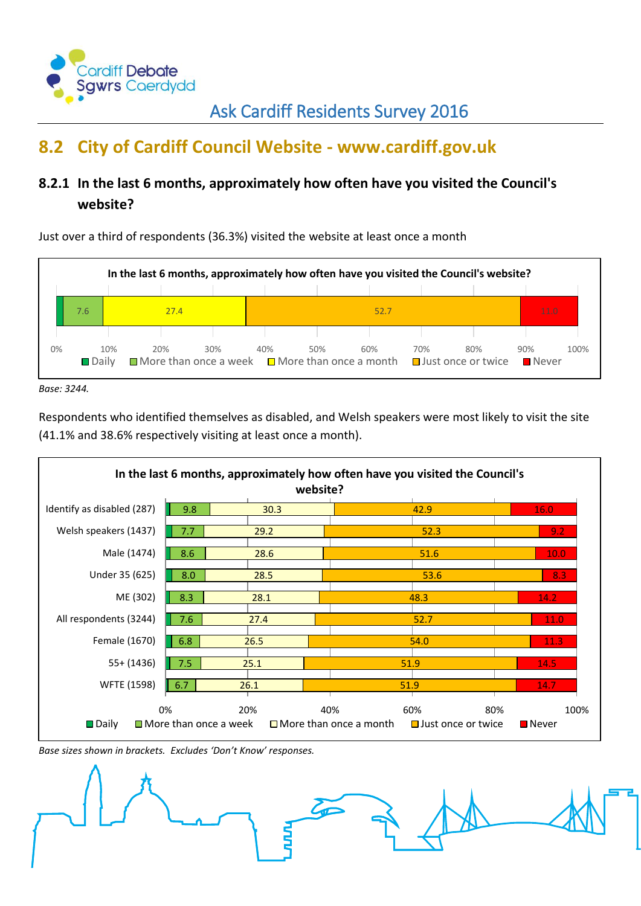## 8.2 City of Cardiff Council Website - www.cardiff.gov.uk

### 8.2.1 In the last 6 months, approximately how often have you visited the Council's website?

Just over a third of respondents (36.3%) visited the website at least once a month

In the last 6 months, approximately how often have you visited the Council's website?

7.6
27.4
52.7
11.0

0% 10% 20% 30% 40% 50% 60% 70% 80% 90% 100%

Daily | More than once a week | More than once a month | Just once or twice | Never

*Base: 3244.*

Respondents who identified themselves as disabled, and Welsh speakers were most likely to visit the site (41.1% and 38.6% respectively visiting at least once a month).

In the last 6 months, approximately how often have you visited the Council's website?

Identify as disabled (287): 9.8, 30.3, 42.9, 16.0
Welsh speakers (1437): 7.7, 29.2, 52.3, 9.2
Male (1474): 8.6, 28.6, 51.6, 10.0
Under 35 (625): 8.0, 28.5, 53.6, 8.3
ME (302): 8.3, 28.1, 48.3, 14.2
All respondents (3244): 7.6, 27.4, 52.7, 11.0
Female (1670): 6.8, 26.5, 54.0, 11.3
55+ (1436): 7.5, 25.1, 51.9, 14.5
WFTE (1598): 6.7, 26.1, 51.9, 14.7

0% 20% 40% 60% 80% 100%

Daily | More than once a week | More than once a month | Just once or twice | Never

*Base sizes shown in brackets. Excludes 'Don't Know' responses.*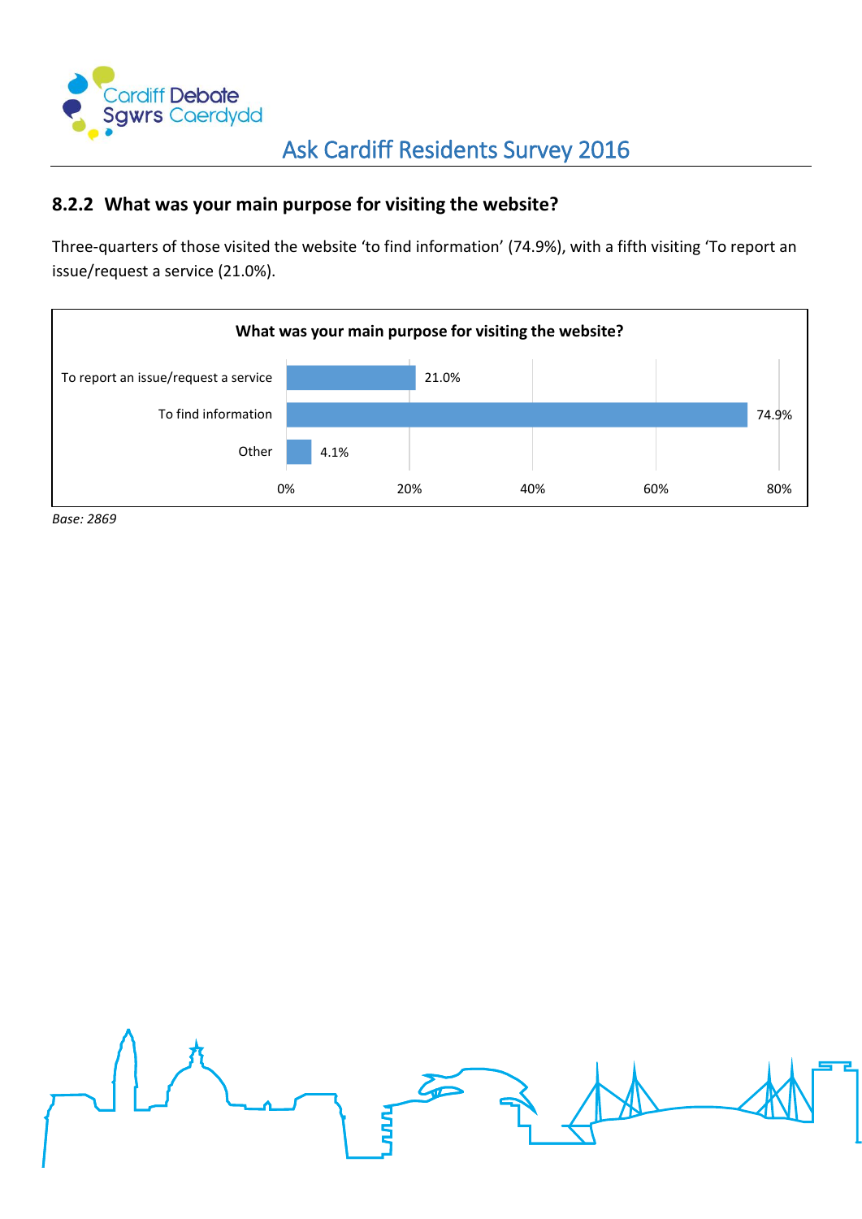### 8.2.2 What was your main purpose for visiting the website?

Three-quarters of those visited the website 'to find information' (74.9%), with a fifth visiting 'To report an issue/request a service (21.0%).

What was your main purpose for visiting the website?

To report an issue/request a service 21.0%

To find information 74.9%

Other 4.1%

0% 20% 40% 60% 80%

*Base: 2869*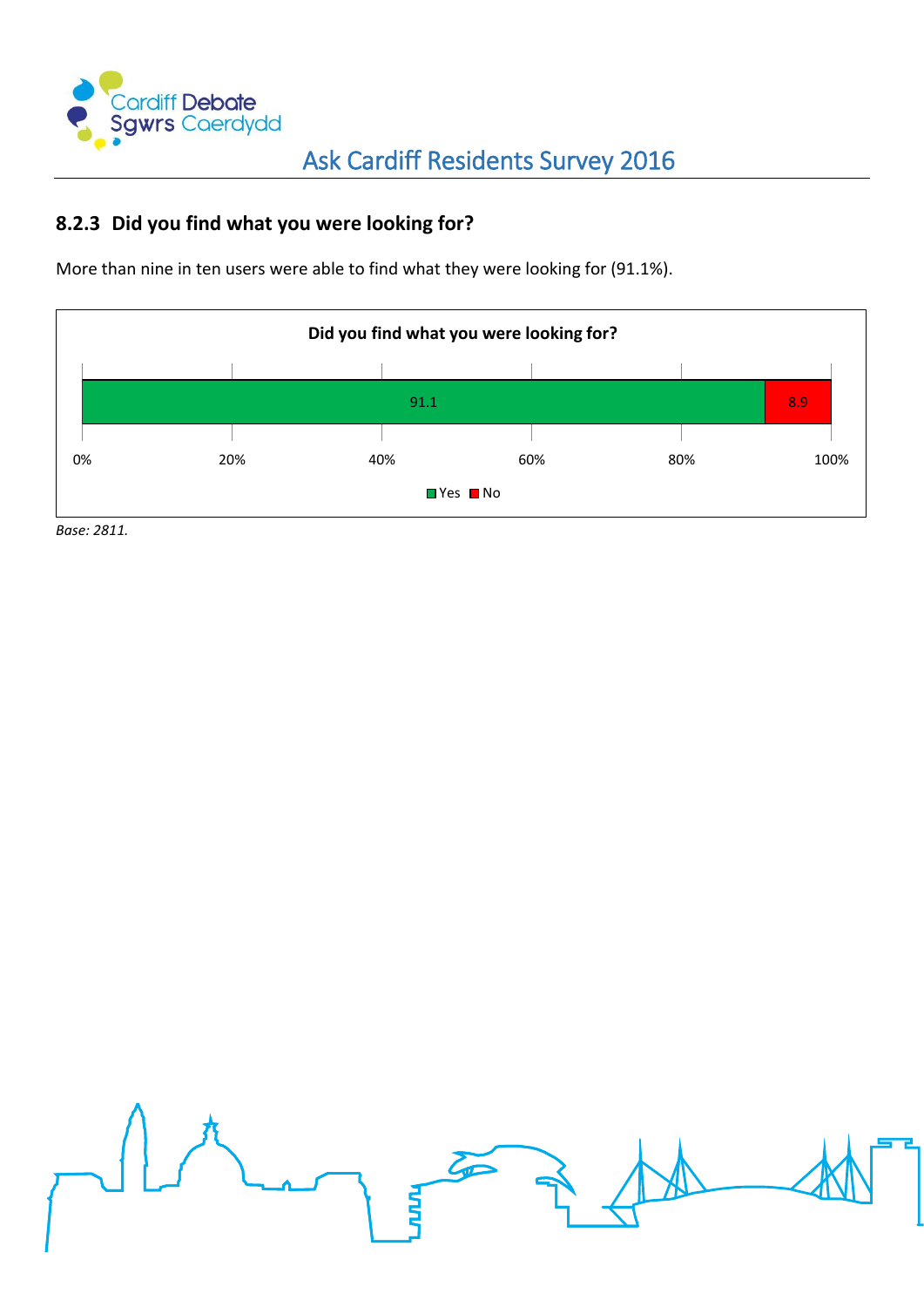### 8.2.3 Did you find what you were looking for?

More than nine in ten users were able to find what they were looking for (91.1%).

Did you find what you were looking for?

91.1

8.9

0%
20%
40%
60%
80%
100%

Yes
No

*Base: 2811.*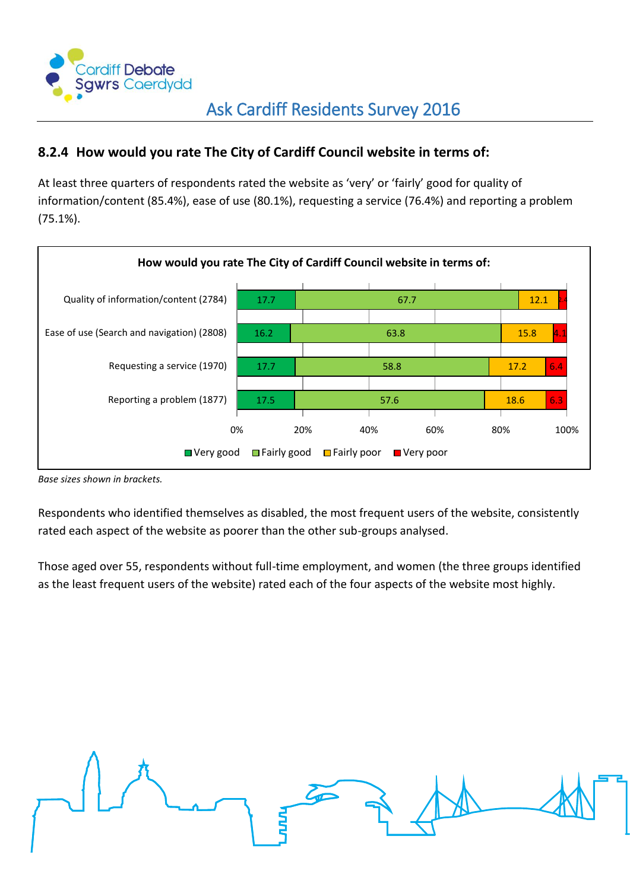### 8.2.4 How would you rate The City of Cardiff Council website in terms of:

At least three quarters of respondents rated the website as 'very' or 'fairly' good for quality of information/content (85.4%), ease of use (80.1%), requesting a service (76.4%) and reporting a problem (75.1%).

How would you rate The City of Cardiff Council website in terms of:

Quality of information/content (2784)
17.7
67.7
12.1
2.4

Ease of use (Search and navigation) (2808)
16.2
63.8
15.8
4.1

Requesting a service (1970)
17.7
58.8
17.2
6.4

Reporting a problem (1877)
17.5
57.6
18.6
6.3

0%
20%
40%
60%
80%
100%

Very good
Fairly good
Fairly poor
Very poor

*Base sizes shown in brackets.*

Respondents who identified themselves as disabled, the most frequent users of the website, consistently rated each aspect of the website as poorer than the other sub-groups analysed.

Those aged over 55, respondents without full-time employment, and women (the three groups identified as the least frequent users of the website) rated each of the four aspects of the website most highly.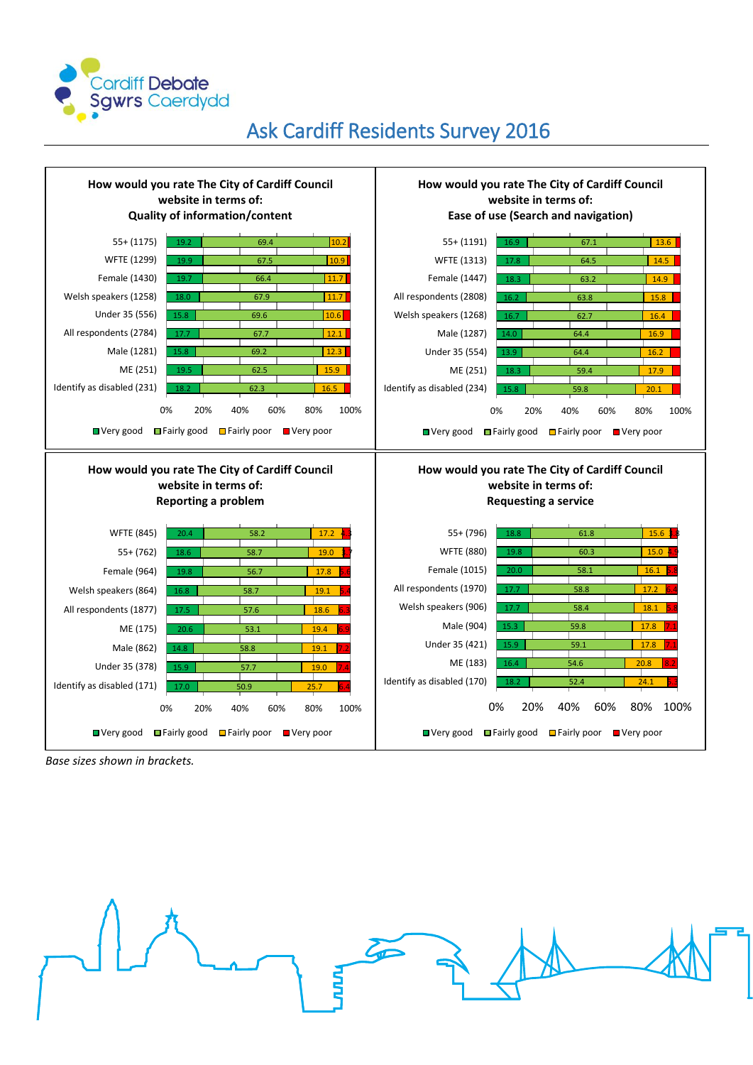Cardiff Debate
Sgwrs Caerdydd

# Ask Cardiff Residents Survey 2016

**How would you rate The City of Cardiff Council website in terms of: Quality of information/content**

55+ (1175) 19.2 69.4 10.2
WFTE (1299) 19.9 67.5 10.9
Female (1430) 19.7 66.4 11.7
Welsh speakers (1258) 18.0 67.9 11.7
Under 35 (556) 15.8 69.6 10.6
All respondents (2784) 17.7 67.7 12.1
Male (1281) 15.8 69.2 12.3
ME (251) 19.5 62.5 15.9
Identify as disabled (231) 18.2 62.3 16.5

0% 20% 40% 60% 80% 100%

Very good, Fairly good, Fairly poor, Very poor

**How would you rate The City of Cardiff Council website in terms of: Ease of use (Search and navigation)**

55+ (1191) 16.9 67.1 13.6
WFTE (1313) 17.8 64.5 14.5
Female (1447) 18.3 63.2 14.9
All respondents (2808) 16.2 63.8 15.8
Welsh speakers (1268) 16.7 62.7 16.4
Male (1287) 14.0 64.4 16.9
Under 35 (554) 13.9 64.4 16.2
ME (251) 18.3 59.4 17.9
Identify as disabled (234) 15.8 59.8 20.1

0% 20% 40% 60% 80% 100%

Very good, Fairly good, Fairly poor, Very poor

**How would you rate The City of Cardiff Council website in terms of: Reporting a problem**

WFTE (845) 20.4 58.2 17.2 4.3
55+ (762) 18.6 58.7 19.0 3.7
Female (964) 19.8 56.7 17.8 5.6
Welsh speakers (864) 16.8 58.7 19.1 5.4
All respondents (1877) 17.5 57.6 18.6 6.3
ME (175) 20.6 53.1 19.4 6.9
Male (862) 14.8 58.8 19.1 7.2
Under 35 (378) 15.9 57.7 19.0 7.4
Identify as disabled (171) 17.0 50.9 25.7 6.4

0% 20% 40% 60% 80% 100%

Very good, Fairly good, Fairly poor, Very poor

**How would you rate The City of Cardiff Council website in terms of: Requesting a service**

55+ (796) 18.8 61.8 15.6 3.8
WFTE (880) 19.8 60.3 15.0 4.9
Female (1015) 20.0 58.1 16.1 5.8
All respondents (1970) 17.7 58.8 17.2 6.4
Welsh speakers (906) 17.7 58.4 18.1 5.8
Male (904) 15.3 59.8 17.8 7.1
Under 35 (421) 15.9 59.1 17.8 7.1
ME (183) 16.4 54.6 20.8 8.2
Identify as disabled (170) 18.2 52.4 24.1 5.3

0% 20% 40% 60% 80% 100%

Very good, Fairly good, Fairly poor, Very poor

*Base sizes shown in brackets.*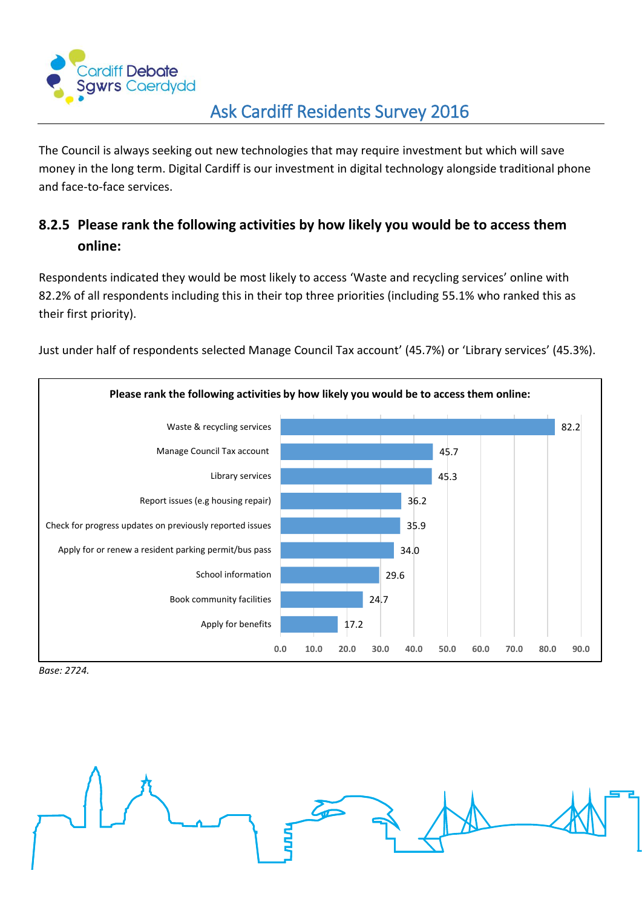The Council is always seeking out new technologies that may require investment but which will save money in the long term. Digital Cardiff is our investment in digital technology alongside traditional phone and face-to-face services.

### 8.2.5 Please rank the following activities by how likely you would be to access them online:

Respondents indicated they would be most likely to access 'Waste and recycling services' online with 82.2% of all respondents including this in their top three priorities (including 55.1% who ranked this as their first priority).

Just under half of respondents selected Manage Council Tax account' (45.7%) or 'Library services' (45.3%).

**Please rank the following activities by how likely you would be to access them online:**

Waste & recycling services 82.2
Manage Council Tax account 45.7
Library services 45.3
Report issues (e.g housing repair) 36.2
Check for progress updates on previously reported issues 35.9
Apply for or renew a resident parking permit/bus pass 34.0
School information 29.6
Book community facilities 24.7
Apply for benefits 17.2

0.0 10.0 20.0 30.0 40.0 50.0 60.0 70.0 80.0 90.0

*Base: 2724.*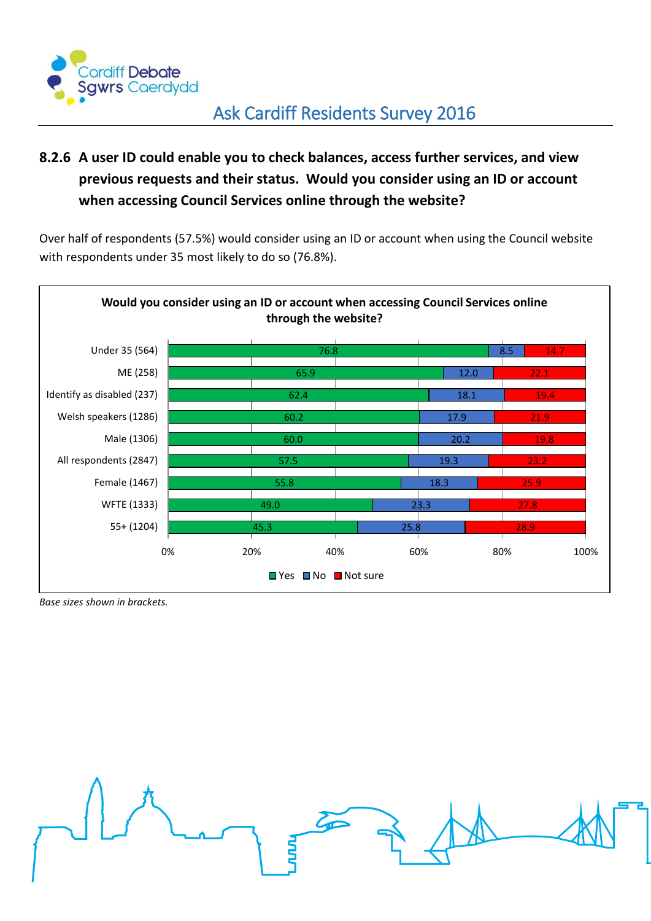### 8.2.6 A user ID could enable you to check balances, access further services, and view previous requests and their status. Would you consider using an ID or account when accessing Council Services online through the website?

Over half of respondents (57.5%) would consider using an ID or account when using the Council website with respondents under 35 most likely to do so (76.8%).

**Would you consider using an ID or account when accessing Council Services online through the website?**

Under 35 (564) 76.8 8.5 14.7

ME (258) 65.9 12.0 22.1

Identify as disabled (237) 62.4 18.1 19.4

Welsh speakers (1286) 60.2 17.9 21.9

Male (1306) 60.0 20.2 19.8

All respondents (2847) 57.5 19.3 23.2

Female (1467) 55.8 18.3 25.9

WFTE (1333) 49.0 23.3 27.8

55+ (1204) 45.3 25.8 28.9

0% 20% 40% 60% 80% 100%

Yes No Not sure

*Base sizes shown in brackets.*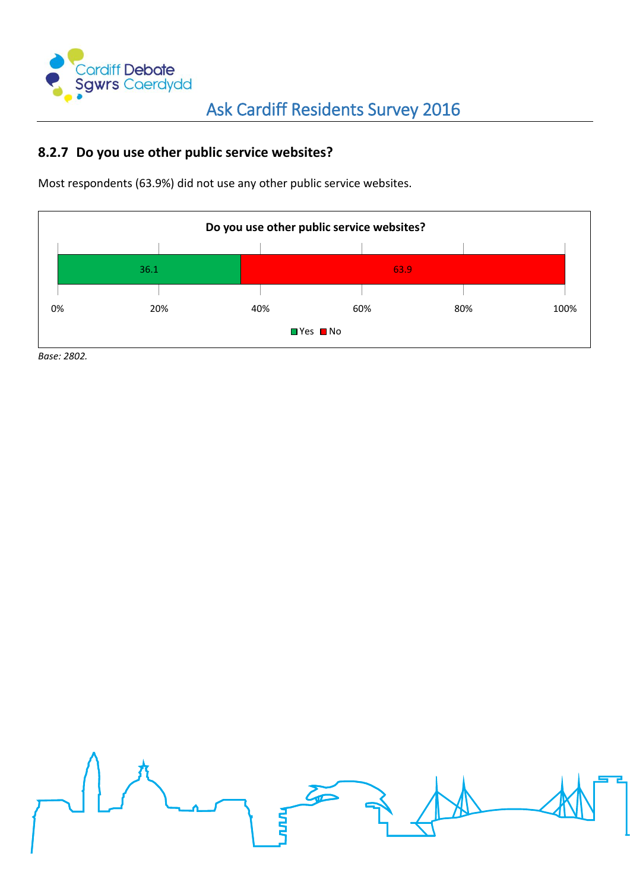### 8.2.7 Do you use other public service websites?

Most respondents (63.9%) did not use any other public service websites.

Do you use other public service websites?

36.1

63.9

0%

20%

40%

60%

80%

100%

Yes No

*Base: 2802.*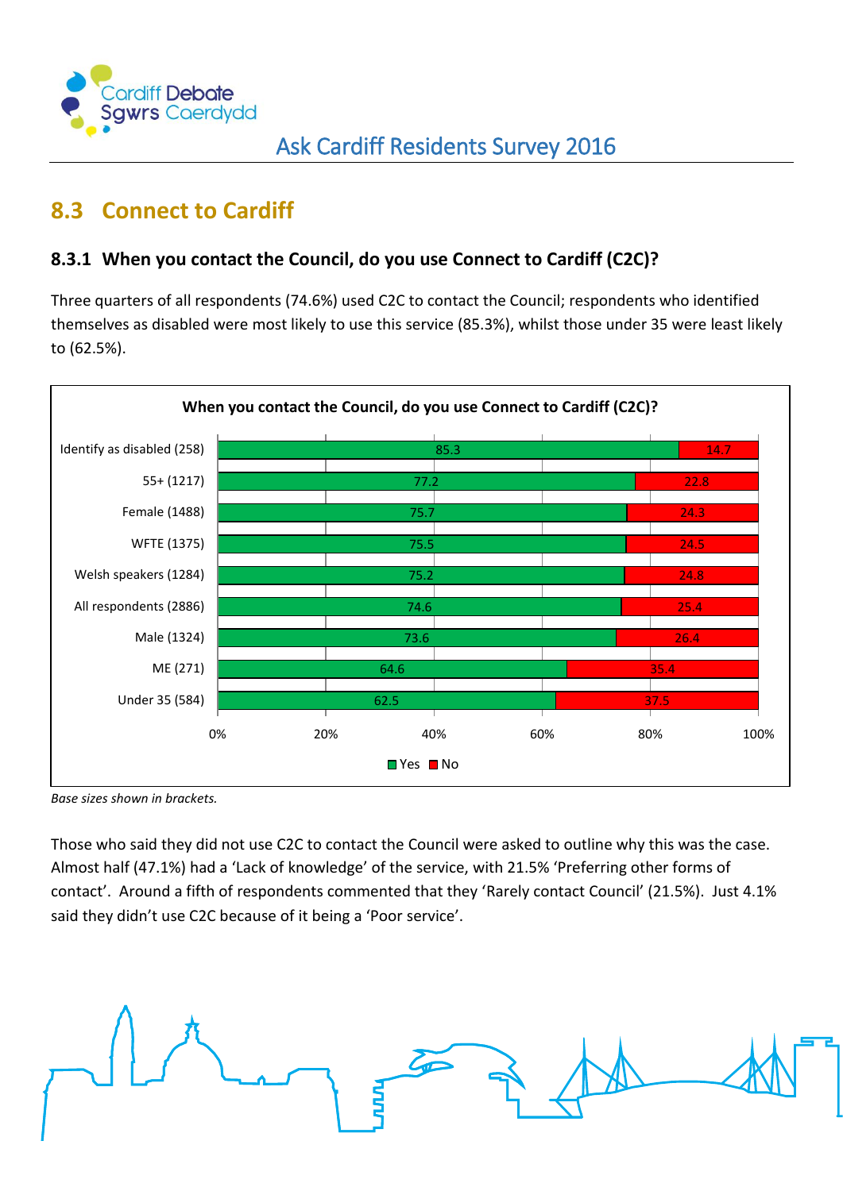## 8.3 Connect to Cardiff

### 8.3.1 When you contact the Council, do you use Connect to Cardiff (C2C)?

Three quarters of all respondents (74.6%) used C2C to contact the Council; respondents who identified themselves as disabled were most likely to use this service (85.3%), whilst those under 35 were least likely to (62.5%).

When you contact the Council, do you use Connect to Cardiff (C2C)?

Identify as disabled (258) 85.3 14.7
55+ (1217) 77.2 22.8
Female (1488) 75.7 24.3
WFTE (1375) 75.5 24.5
Welsh speakers (1284) 75.2 24.8
All respondents (2886) 74.6 25.4
Male (1324) 73.6 26.4
ME (271) 64.6 35.4
Under 35 (584) 62.5 37.5

0% 20% 40% 60% 80% 100%

Yes No

*Base sizes shown in brackets.*

Those who said they did not use C2C to contact the Council were asked to outline why this was the case. Almost half (47.1%) had a 'Lack of knowledge' of the service, with 21.5% 'Preferring other forms of contact'. Around a fifth of respondents commented that they 'Rarely contact Council' (21.5%). Just 4.1% said they didn't use C2C because of it being a 'Poor service'.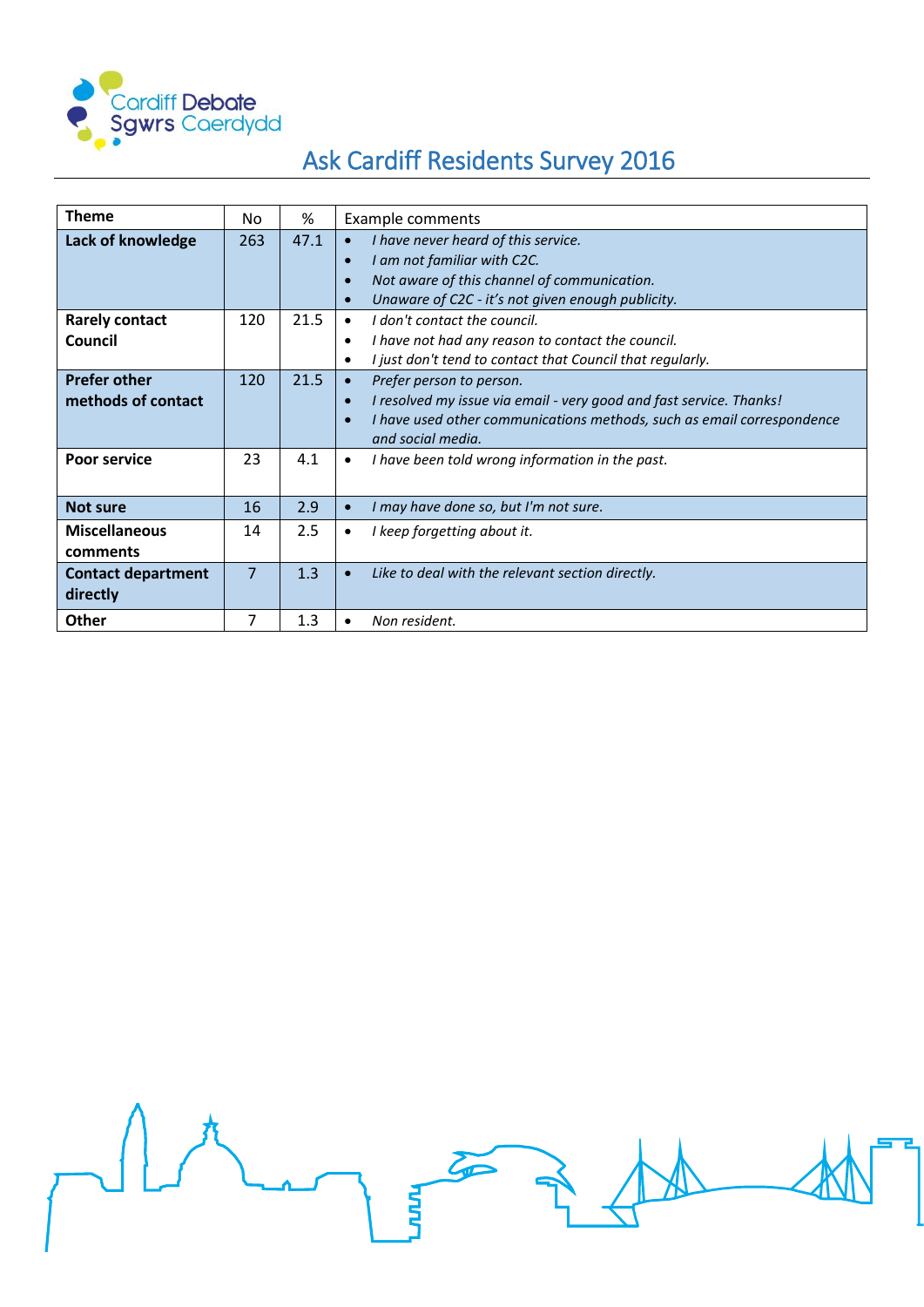# Ask Cardiff Residents Survey 2016

| Theme | No | % | Example comments |
|---|---|---|---|
| **Lack of knowledge** | 263 | 47.1 | • *I have never heard of this service.*<br>• *I am not familiar with C2C.*<br>• *Not aware of this channel of communication.*<br>• *Unaware of C2C - it's not given enough publicity.* |
| **Rarely contact Council** | 120 | 21.5 | • *I don't contact the council.*<br>• *I have not had any reason to contact the council.*<br>• *I just don't tend to contact that Council that regularly.* |
| **Prefer other methods of contact** | 120 | 21.5 | • *Prefer person to person.*<br>• *I resolved my issue via email - very good and fast service. Thanks!*<br>• *I have used other communications methods, such as email correspondence and social media.* |
| **Poor service** | 23 | 4.1 | • *I have been told wrong information in the past.* |
| **Not sure** | 16 | 2.9 | • *I may have done so, but I'm not sure.* |
| **Miscellaneous comments** | 14 | 2.5 | • *I keep forgetting about it.* |
| **Contact department directly** | 7 | 1.3 | • *Like to deal with the relevant section directly.* |
| **Other** | 7 | 1.3 | • *Non resident.* |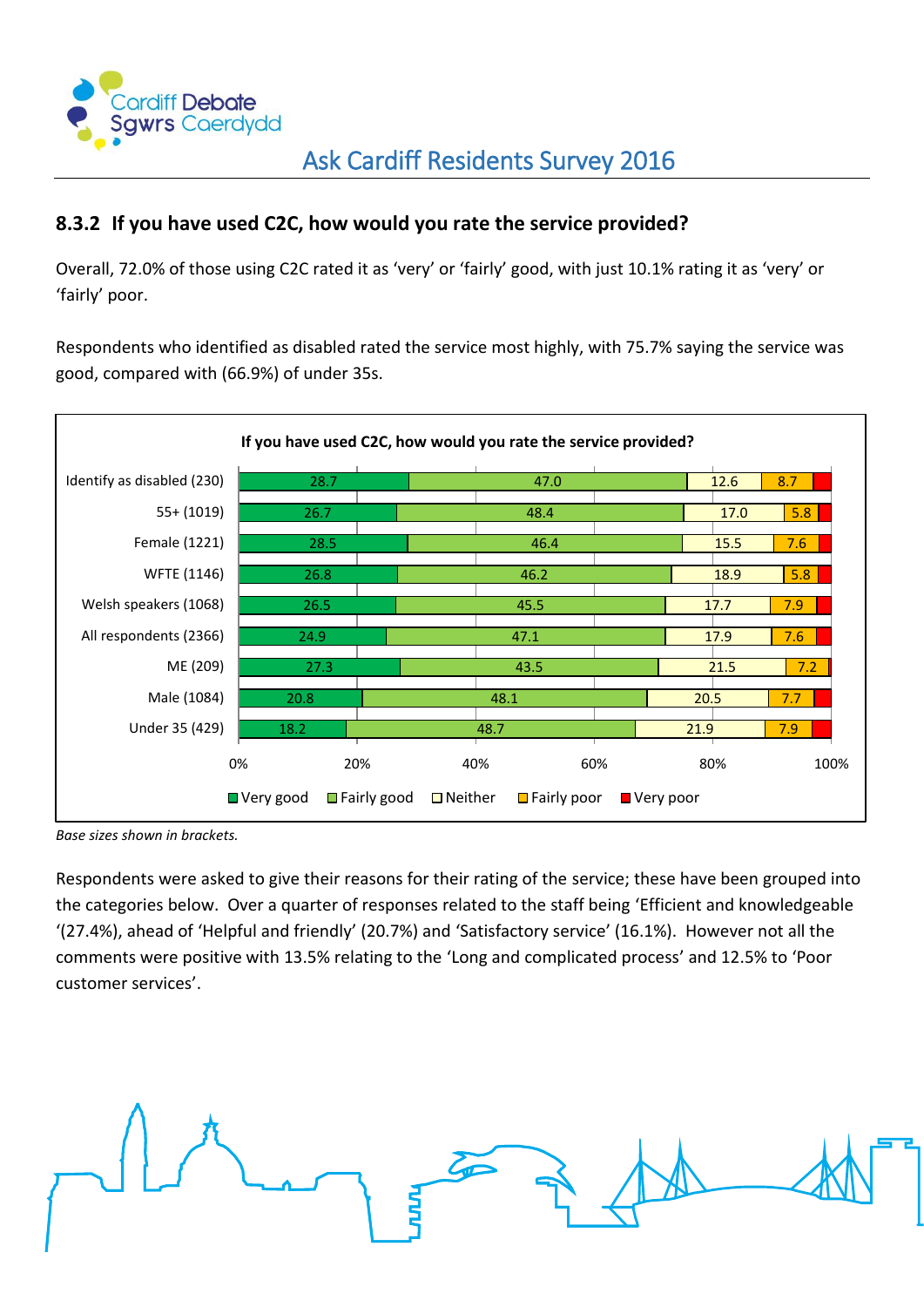### 8.3.2 If you have used C2C, how would you rate the service provided?

Overall, 72.0% of those using C2C rated it as 'very' or 'fairly' good, with just 10.1% rating it as 'very' or 'fairly' poor.

Respondents who identified as disabled rated the service most highly, with 75.7% saying the service was good, compared with (66.9%) of under 35s.

**If you have used C2C, how would you rate the service provided?**

| | Very good | Fairly good | Neither | Fairly poor | Very poor |
|---|---|---|---|---|---|
| Identify as disabled (230) | 28.7 | 47.0 | 12.6 | 8.7 | |
| 55+ (1019) | 26.7 | 48.4 | 17.0 | 5.8 | |
| Female (1221) | 28.5 | 46.4 | 15.5 | 7.6 | |
| WFTE (1146) | 26.8 | 46.2 | 18.9 | 5.8 | |
| Welsh speakers (1068) | 26.5 | 45.5 | 17.7 | 7.9 | |
| All respondents (2366) | 24.9 | 47.1 | 17.9 | 7.6 | |
| ME (209) | 27.3 | 43.5 | 21.5 | 7.2 | |
| Male (1084) | 20.8 | 48.1 | 20.5 | 7.7 | |
| Under 35 (429) | 18.2 | 48.7 | 21.9 | 7.9 | |

*Base sizes shown in brackets.*

Respondents were asked to give their reasons for their rating of the service; these have been grouped into the categories below. Over a quarter of responses related to the staff being 'Efficient and knowledgeable '(27.4%), ahead of 'Helpful and friendly' (20.7%) and 'Satisfactory service' (16.1%). However not all the comments were positive with 13.5% relating to the 'Long and complicated process' and 12.5% to 'Poor customer services'.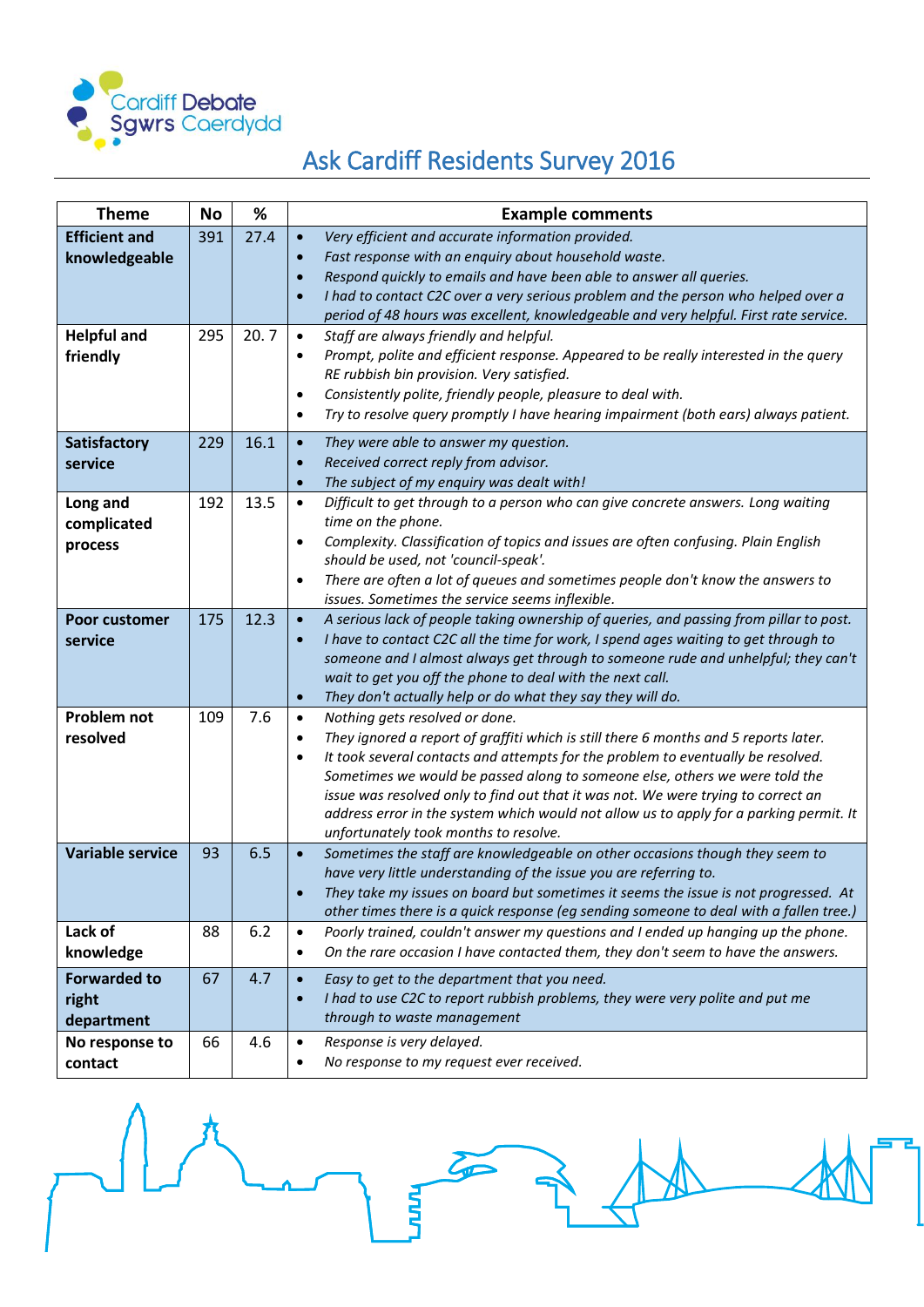Cardiff Debate
Sgwrs Caerdydd

# Ask Cardiff Residents Survey 2016

| Theme | No | % | Example comments |
|---|---|---|---|
| **Efficient and knowledgeable** | 391 | 27.4 | • *Very efficient and accurate information provided.*<br>• *Fast response with an enquiry about household waste.*<br>• *Respond quickly to emails and have been able to answer all queries.*<br>• *I had to contact C2C over a very serious problem and the person who helped over a period of 48 hours was excellent, knowledgeable and very helpful. First rate service.* |
| **Helpful and friendly** | 295 | 20. 7 | • *Staff are always friendly and helpful.*<br>• *Prompt, polite and efficient response. Appeared to be really interested in the query RE rubbish bin provision. Very satisfied.*<br>• *Consistently polite, friendly people, pleasure to deal with.*<br>• *Try to resolve query promptly I have hearing impairment (both ears) always patient.* |
| **Satisfactory service** | 229 | 16.1 | • *They were able to answer my question.*<br>• *Received correct reply from advisor.*<br>• *The subject of my enquiry was dealt with!* |
| **Long and complicated process** | 192 | 13.5 | • *Difficult to get through to a person who can give concrete answers. Long waiting time on the phone.*<br>• *Complexity. Classification of topics and issues are often confusing. Plain English should be used, not 'council-speak'.*<br>• *There are often a lot of queues and sometimes people don't know the answers to issues. Sometimes the service seems inflexible.* |
| **Poor customer service** | 175 | 12.3 | • *A serious lack of people taking ownership of queries, and passing from pillar to post.*<br>• *I have to contact C2C all the time for work, I spend ages waiting to get through to someone and I almost always get through to someone rude and unhelpful; they can't wait to get you off the phone to deal with the next call.*<br>• *They don't actually help or do what they say they will do.* |
| **Problem not resolved** | 109 | 7.6 | • *Nothing gets resolved or done.*<br>• *They ignored a report of graffiti which is still there 6 months and 5 reports later.*<br>• *It took several contacts and attempts for the problem to eventually be resolved. Sometimes we would be passed along to someone else, others we were told the issue was resolved only to find out that it was not. We were trying to correct an address error in the system which would not allow us to apply for a parking permit. It unfortunately took months to resolve.* |
| **Variable service** | 93 | 6.5 | • *Sometimes the staff are knowledgeable on other occasions though they seem to have very little understanding of the issue you are referring to.*<br>• *They take my issues on board but sometimes it seems the issue is not progressed. At other times there is a quick response (eg sending someone to deal with a fallen tree.)* |
| **Lack of knowledge** | 88 | 6.2 | • *Poorly trained, couldn't answer my questions and I ended up hanging up the phone.*<br>• *On the rare occasion I have contacted them, they don't seem to have the answers.* |
| **Forwarded to right department** | 67 | 4.7 | • *Easy to get to the department that you need.*<br>• *I had to use C2C to report rubbish problems, they were very polite and put me through to waste management* |
| **No response to contact** | 66 | 4.6 | • *Response is very delayed.*<br>• *No response to my request ever received.* |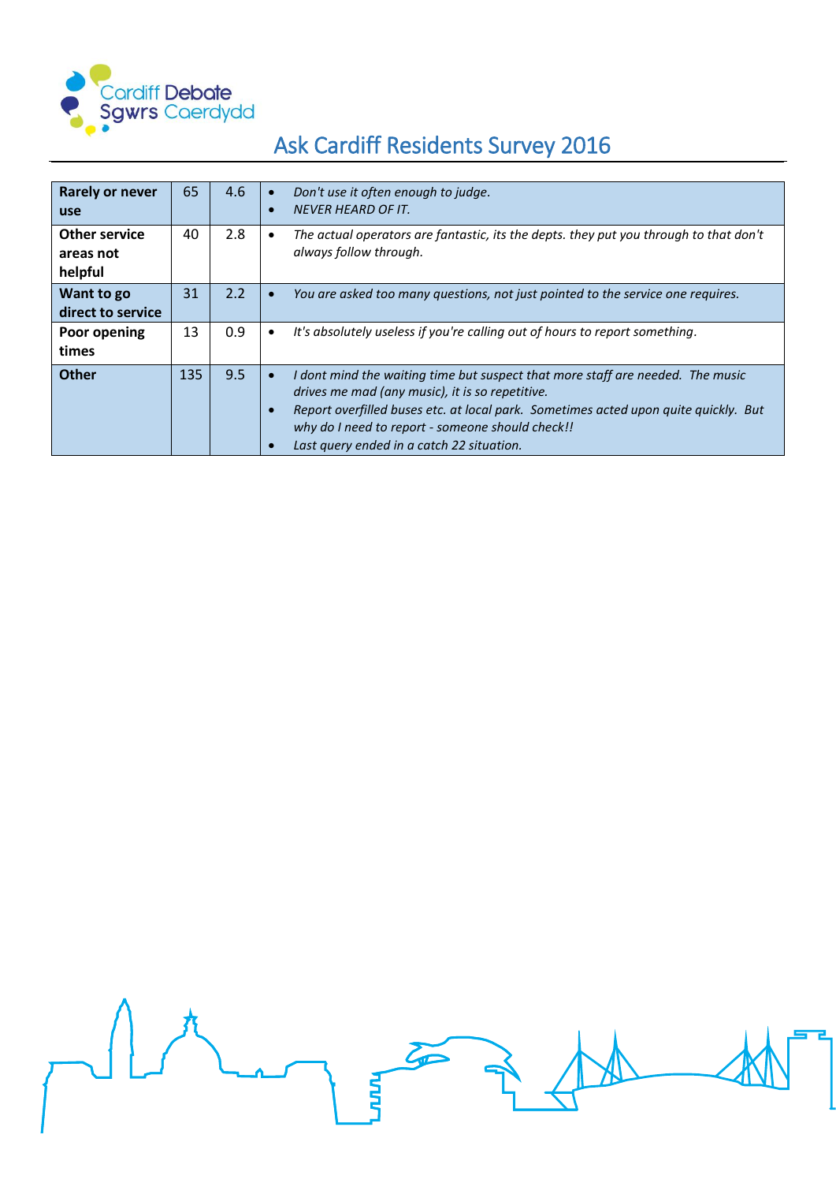| | | | |
|---|---|---|---|
| **Rarely or never use** | 65 | 4.6 | • *Don't use it often enough to judge.*<br>• *NEVER HEARD OF IT.* |
| **Other service areas not helpful** | 40 | 2.8 | • *The actual operators are fantastic, its the depts. they put you through to that don't always follow through.* |
| **Want to go direct to service** | 31 | 2.2 | • *You are asked too many questions, not just pointed to the service one requires.* |
| **Poor opening times** | 13 | 0.9 | • *It's absolutely useless if you're calling out of hours to report something.* |
| **Other** | 135 | 9.5 | • *I dont mind the waiting time but suspect that more staff are needed. The music drives me mad (any music), it is so repetitive.*<br>• *Report overfilled buses etc. at local park. Sometimes acted upon quite quickly. But why do I need to report - someone should check!!*<br>• *Last query ended in a catch 22 situation.* |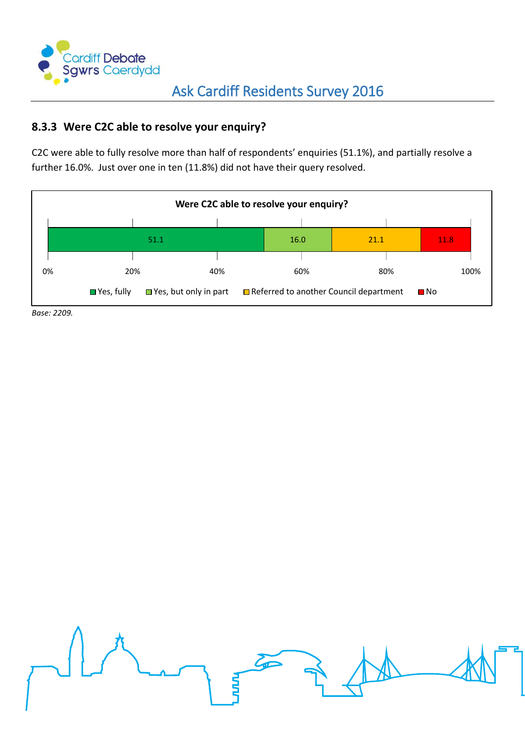### 8.3.3 Were C2C able to resolve your enquiry?

C2C were able to fully resolve more than half of respondents' enquiries (51.1%), and partially resolve a further 16.0%. Just over one in ten (11.8%) did not have their query resolved.

**Were C2C able to resolve your enquiry?**

51.1
16.0
21.1
11.8

0%
20%
40%
60%
80%
100%

Yes, fully
Yes, but only in part
Referred to another Council department
No

*Base: 2209.*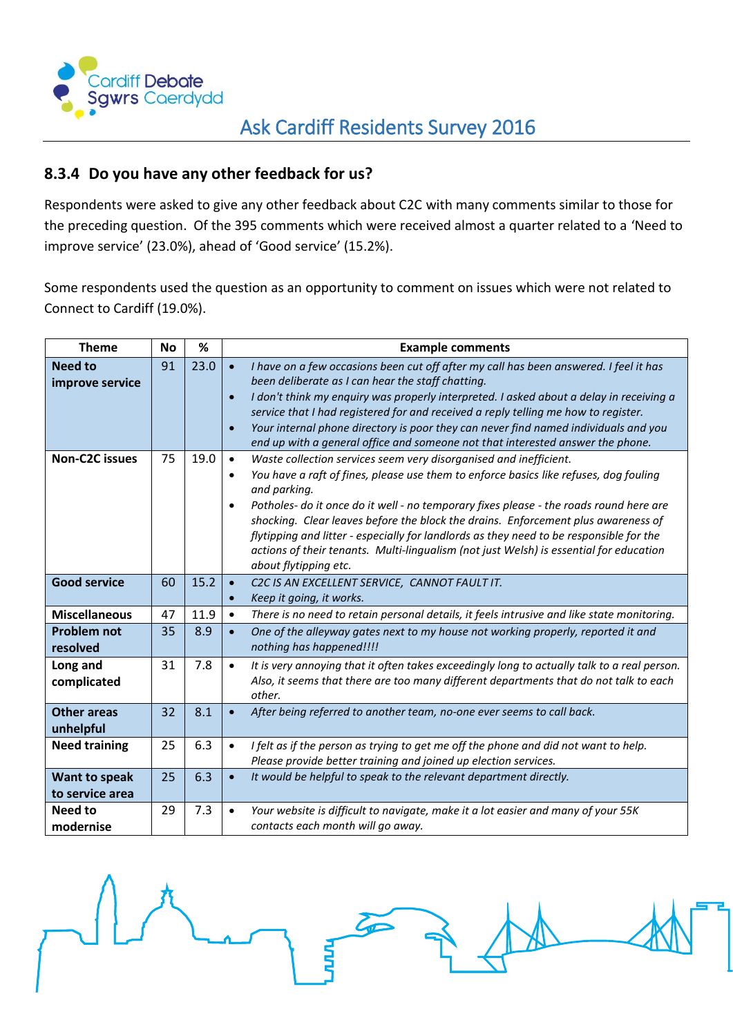### 8.3.4 Do you have any other feedback for us?

Respondents were asked to give any other feedback about C2C with many comments similar to those for the preceding question. Of the 395 comments which were received almost a quarter related to a 'Need to improve service' (23.0%), ahead of 'Good service' (15.2%).

Some respondents used the question as an opportunity to comment on issues which were not related to Connect to Cardiff (19.0%).

| Theme | No | % | Example comments |
|---|---|---|---|
| **Need to improve service** | 91 | 23.0 | • *I have on a few occasions been cut off after my call has been answered. I feel it has been deliberate as I can hear the staff chatting.*<br>• *I don't think my enquiry was properly interpreted. I asked about a delay in receiving a service that I had registered for and received a reply telling me how to register.*<br>• *Your internal phone directory is poor they can never find named individuals and you end up with a general office and someone not that interested answer the phone.* |
| **Non-C2C issues** | 75 | 19.0 | • *Waste collection services seem very disorganised and inefficient.*<br>• *You have a raft of fines, please use them to enforce basics like refuses, dog fouling and parking.*<br>• *Potholes- do it once do it well - no temporary fixes please - the roads round here are shocking. Clear leaves before the block the drains. Enforcement plus awareness of flytipping and litter - especially for landlords as they need to be responsible for the actions of their tenants. Multi-lingualism (not just Welsh) is essential for education about flytipping etc.* |
| **Good service** | 60 | 15.2 | • *C2C IS AN EXCELLENT SERVICE, CANNOT FAULT IT.*<br>• *Keep it going, it works.* |
| **Miscellaneous** | 47 | 11.9 | • *There is no need to retain personal details, it feels intrusive and like state monitoring.* |
| **Problem not resolved** | 35 | 8.9 | • *One of the alleyway gates next to my house not working properly, reported it and nothing has happened!!!!* |
| **Long and complicated** | 31 | 7.8 | • *It is very annoying that it often takes exceedingly long to actually talk to a real person. Also, it seems that there are too many different departments that do not talk to each other.* |
| **Other areas unhelpful** | 32 | 8.1 | • *After being referred to another team, no-one ever seems to call back.* |
| **Need training** | 25 | 6.3 | • *I felt as if the person as trying to get me off the phone and did not want to help. Please provide better training and joined up election services.* |
| **Want to speak to service area** | 25 | 6.3 | • *It would be helpful to speak to the relevant department directly.* |
| **Need to modernise** | 29 | 7.3 | • *Your website is difficult to navigate, make it a lot easier and many of your 55K contacts each month will go away.* |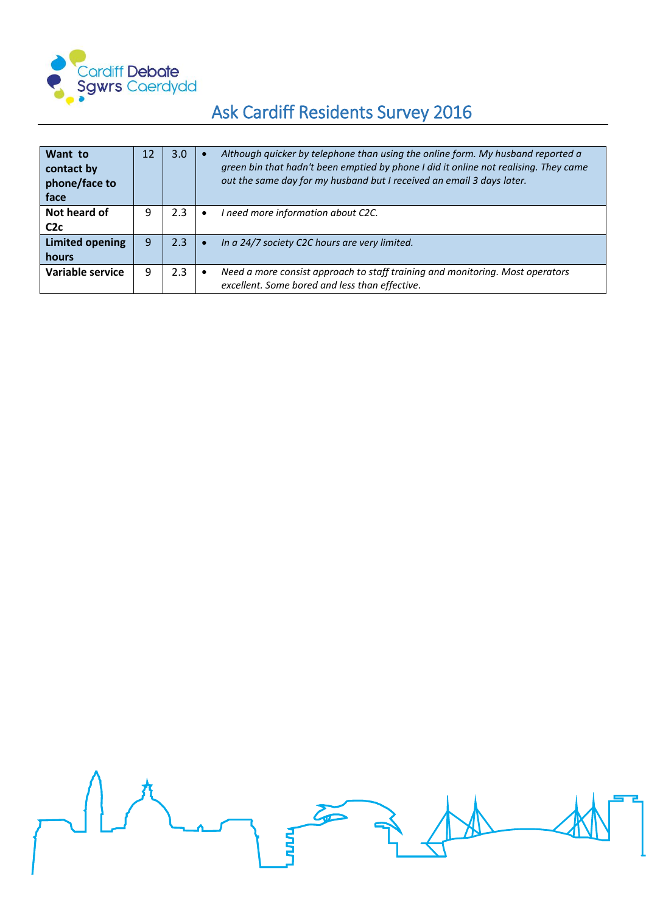| | | | |
|---|---|---|---|
| **Want to contact by phone/face to face** | 12 | 3.0 | • *Although quicker by telephone than using the online form. My husband reported a green bin that hadn't been emptied by phone I did it online not realising. They came out the same day for my husband but I received an email 3 days later.* |
| **Not heard of C2c** | 9 | 2.3 | • *I need more information about C2C.* |
| **Limited opening hours** | 9 | 2.3 | • *In a 24/7 society C2C hours are very limited.* |
| **Variable service** | 9 | 2.3 | • *Need a more consist approach to staff training and monitoring. Most operators excellent. Some bored and less than effective.* |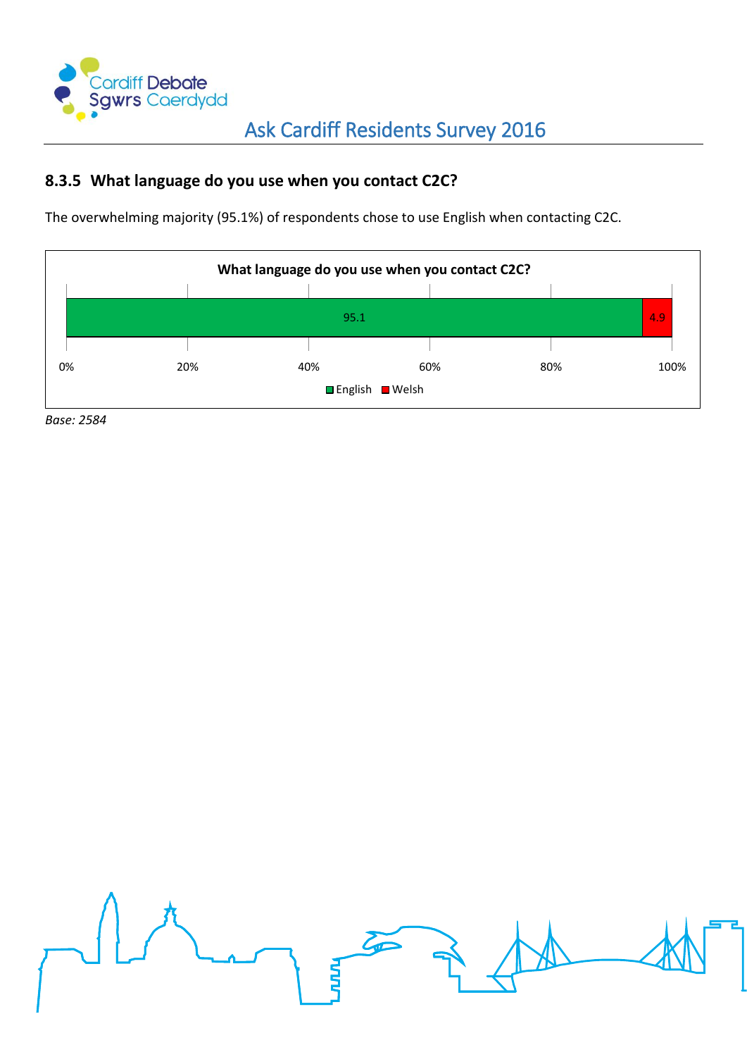### 8.3.5 What language do you use when you contact C2C?

The overwhelming majority (95.1%) of respondents chose to use English when contacting C2C.

What language do you use when you contact C2C?

95.1

4.9

0%
20%
40%
60%
80%
100%

English
Welsh

*Base: 2584*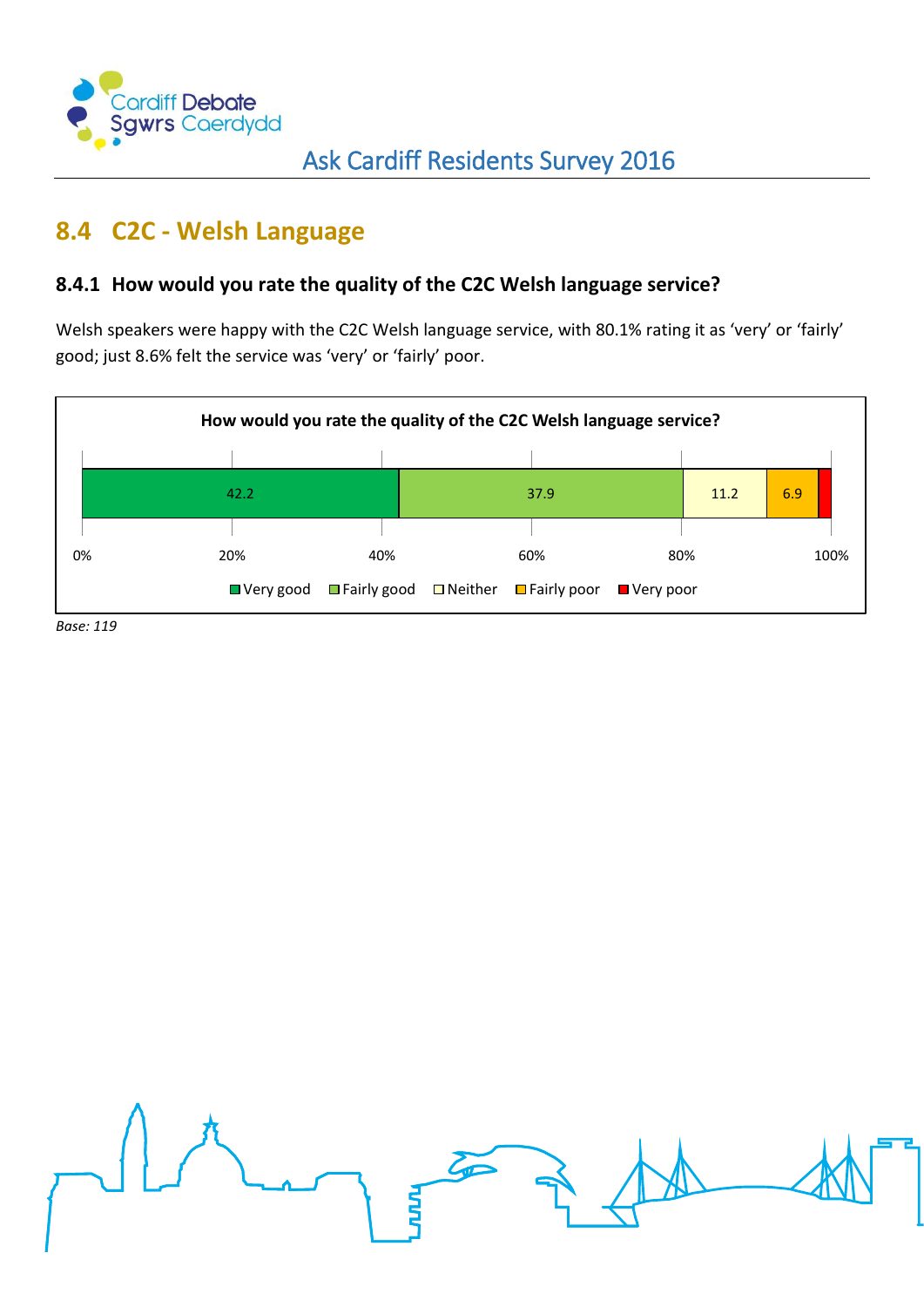## 8.4 C2C - Welsh Language

### 8.4.1 How would you rate the quality of the C2C Welsh language service?

Welsh speakers were happy with the C2C Welsh language service, with 80.1% rating it as 'very' or 'fairly' good; just 8.6% felt the service was 'very' or 'fairly' poor.

How would you rate the quality of the C2C Welsh language service?

42.2
37.9
11.2
6.9

0%
20%
40%
60%
80%
100%

Very good
Fairly good
Neither
Fairly poor
Very poor

*Base: 119*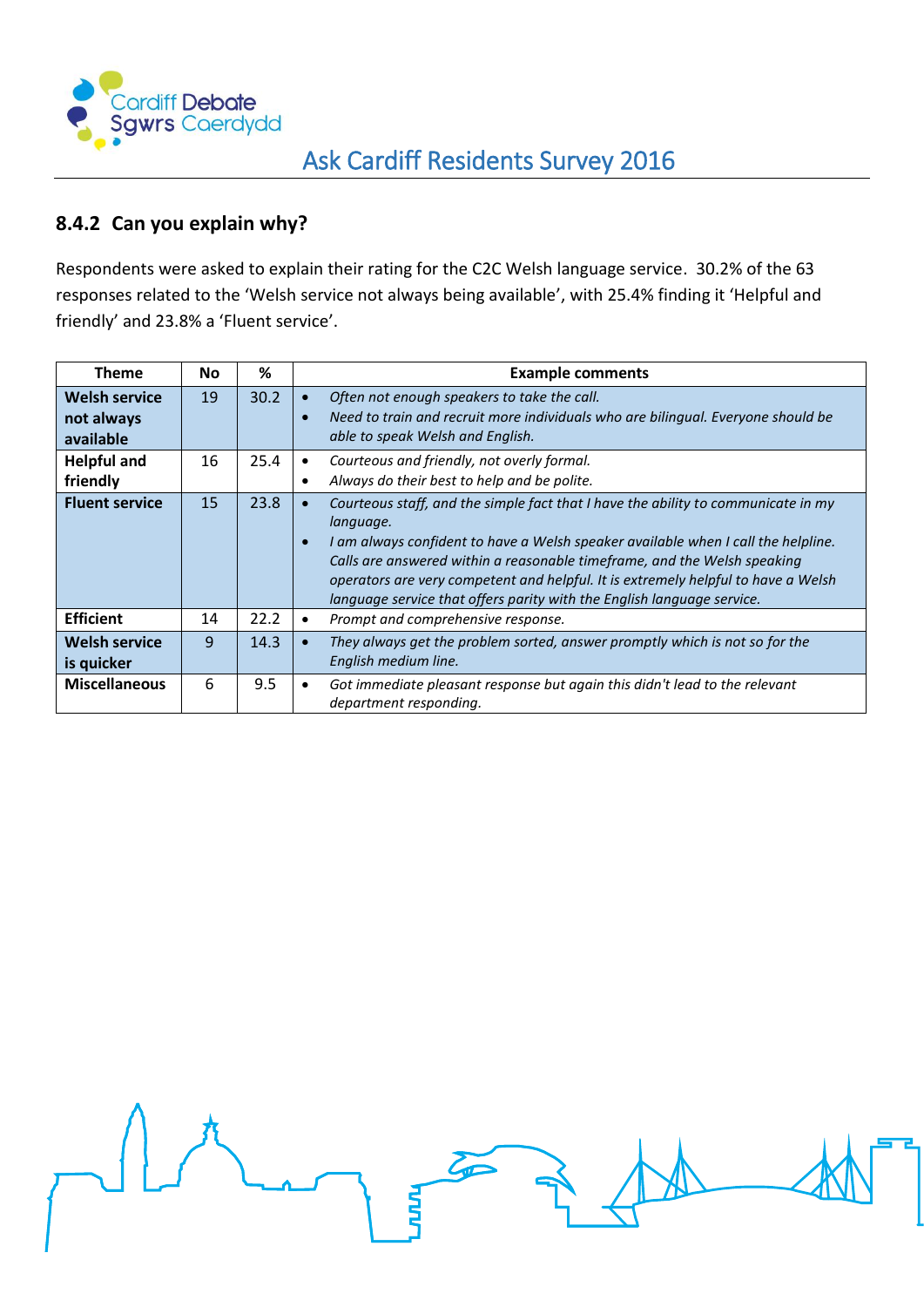### 8.4.2 Can you explain why?

Respondents were asked to explain their rating for the C2C Welsh language service. 30.2% of the 63 responses related to the 'Welsh service not always being available', with 25.4% finding it 'Helpful and friendly' and 23.8% a 'Fluent service'.

| Theme | No | % | Example comments |
|---|---|---|---|
| **Welsh service not always available** | 19 | 30.2 | • *Often not enough speakers to take the call.* • *Need to train and recruit more individuals who are bilingual. Everyone should be able to speak Welsh and English.* |
| **Helpful and friendly** | 16 | 25.4 | • *Courteous and friendly, not overly formal.* • *Always do their best to help and be polite.* |
| **Fluent service** | 15 | 23.8 | • *Courteous staff, and the simple fact that I have the ability to communicate in my language.* • *I am always confident to have a Welsh speaker available when I call the helpline. Calls are answered within a reasonable timeframe, and the Welsh speaking operators are very competent and helpful. It is extremely helpful to have a Welsh language service that offers parity with the English language service.* |
| **Efficient** | 14 | 22.2 | • *Prompt and comprehensive response.* |
| **Welsh service is quicker** | 9 | 14.3 | • *They always get the problem sorted, answer promptly which is not so for the English medium line.* |
| **Miscellaneous** | 6 | 9.5 | • *Got immediate pleasant response but again this didn't lead to the relevant department responding.* |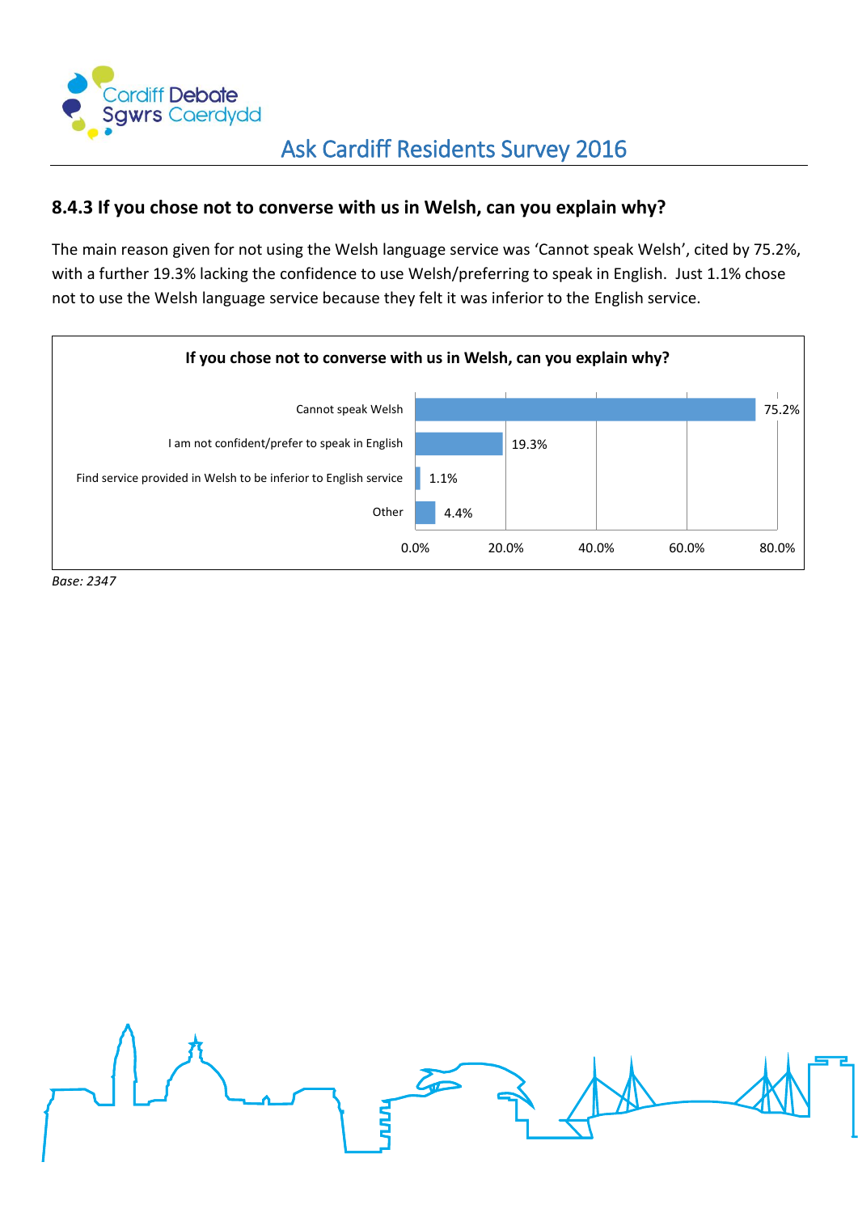### 8.4.3 If you chose not to converse with us in Welsh, can you explain why?

The main reason given for not using the Welsh language service was 'Cannot speak Welsh', cited by 75.2%, with a further 19.3% lacking the confidence to use Welsh/preferring to speak in English. Just 1.1% chose not to use the Welsh language service because they felt it was inferior to the English service.

**If you chose not to converse with us in Welsh, can you explain why?**

Cannot speak Welsh 75.2%
I am not confident/prefer to speak in English 19.3%
Find service provided in Welsh to be inferior to English service 1.1%
Other 4.4%

0.0% 20.0% 40.0% 60.0% 80.0%

*Base: 2347*